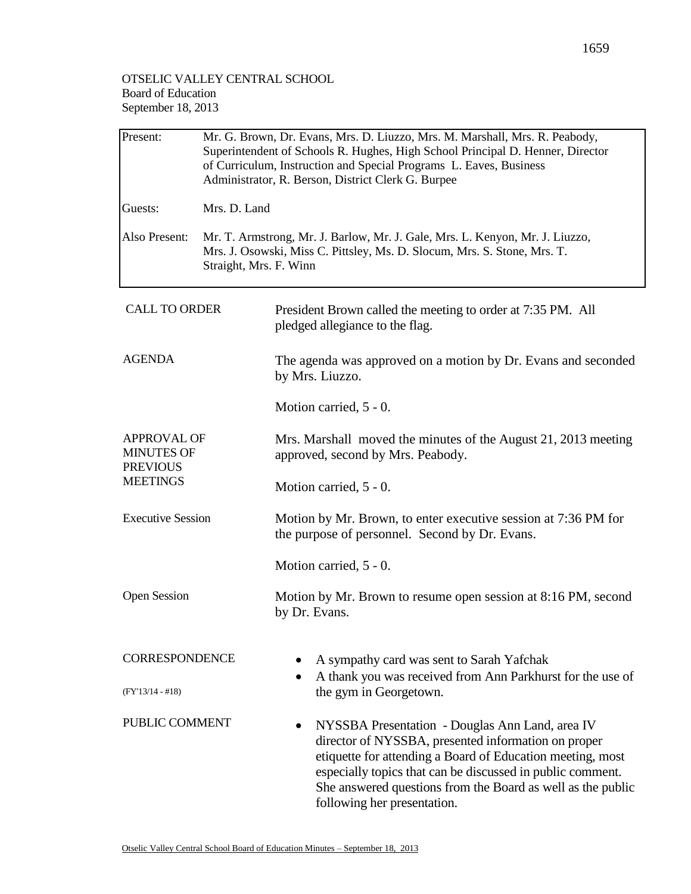OTSELIC VALLEY CENTRAL SCHOOL
Board of Education
September 18, 2013

| | |
|---|---|
| Present: | Mr. G. Brown, Dr. Evans, Mrs. D. Liuzzo, Mrs. M. Marshall, Mrs. R. Peabody, Superintendent of Schools R. Hughes, High School Principal D. Henner, Director of Curriculum, Instruction and Special Programs L. Eaves, Business Administrator, R. Berson, District Clerk G. Burpee |
| Guests: | Mrs. D. Land |
| Also Present: | Mr. T. Armstrong, Mr. J. Barlow, Mr. J. Gale, Mrs. L. Kenyon, Mr. J. Liuzzo, Mrs. J. Osowski, Miss C. Pittsley, Ms. D. Slocum, Mrs. S. Stone, Mrs. T. Straight, Mrs. F. Winn |

**CALL TO ORDER**

President Brown called the meeting to order at 7:35 PM. All pledged allegiance to the flag.

**AGENDA**

The agenda was approved on a motion by Dr. Evans and seconded by Mrs. Liuzzo.

Motion carried, 5 - 0.

**APPROVAL OF MINUTES OF PREVIOUS MEETINGS**

Mrs. Marshall moved the minutes of the August 21, 2013 meeting approved, second by Mrs. Peabody.

Motion carried, 5 - 0.

**Executive Session**

Motion by Mr. Brown, to enter executive session at 7:36 PM for the purpose of personnel. Second by Dr. Evans.

Motion carried, 5 - 0.

**Open Session**

Motion by Mr. Brown to resume open session at 8:16 PM, second by Dr. Evans.

**CORRESPONDENCE**

(FY'13/14 - #18)

- A sympathy card was sent to Sarah Yafchak
- A thank you was received from Ann Parkhurst for the use of the gym in Georgetown.

**PUBLIC COMMENT**

- NYSSBA Presentation - Douglas Ann Land, area IV director of NYSSBA, presented information on proper etiquette for attending a Board of Education meeting, most especially topics that can be discussed in public comment. She answered questions from the Board as well as the public following her presentation.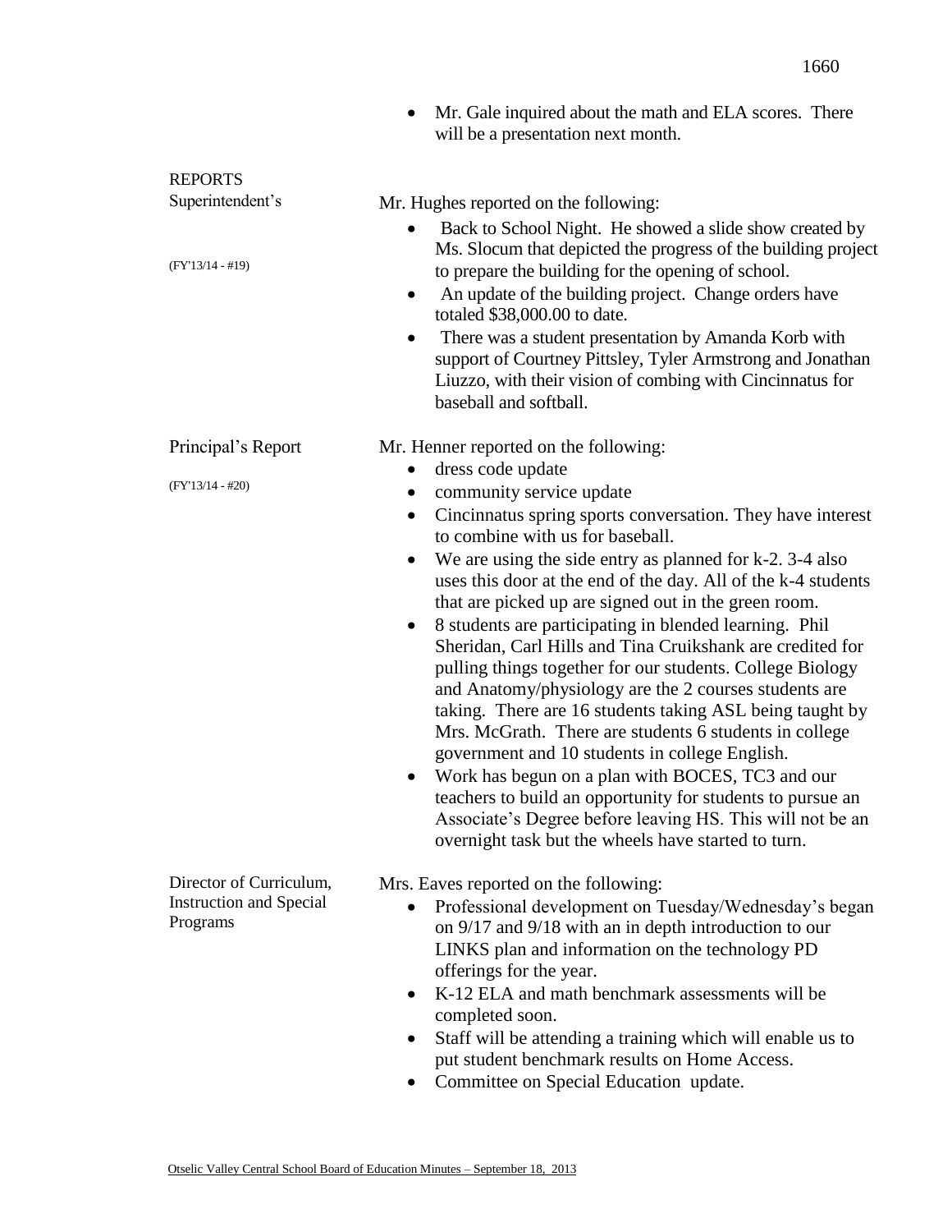- Mr. Gale inquired about the math and ELA scores. There will be a presentation next month.

## REPORTS

### Superintendent's

(FY'13/14 - #19)

Mr. Hughes reported on the following:

- Back to School Night. He showed a slide show created by Ms. Slocum that depicted the progress of the building project to prepare the building for the opening of school.
- An update of the building project. Change orders have totaled $38,000.00 to date.
- There was a student presentation by Amanda Korb with support of Courtney Pittsley, Tyler Armstrong and Jonathan Liuzzo, with their vision of combing with Cincinnatus for baseball and softball.

### Principal's Report

(FY'13/14 - #20)

Mr. Henner reported on the following:

- dress code update
- community service update
- Cincinnatus spring sports conversation. They have interest to combine with us for baseball.
- We are using the side entry as planned for k-2. 3-4 also uses this door at the end of the day. All of the k-4 students that are picked up are signed out in the green room.
- 8 students are participating in blended learning. Phil Sheridan, Carl Hills and Tina Cruikshank are credited for pulling things together for our students. College Biology and Anatomy/physiology are the 2 courses students are taking. There are 16 students taking ASL being taught by Mrs. McGrath. There are students 6 students in college government and 10 students in college English.
- Work has begun on a plan with BOCES, TC3 and our teachers to build an opportunity for students to pursue an Associate's Degree before leaving HS. This will not be an overnight task but the wheels have started to turn.

### Director of Curriculum, Instruction and Special Programs

Mrs. Eaves reported on the following:

- Professional development on Tuesday/Wednesday's began on 9/17 and 9/18 with an in depth introduction to our LINKS plan and information on the technology PD offerings for the year.
- K-12 ELA and math benchmark assessments will be completed soon.
- Staff will be attending a training which will enable us to put student benchmark results on Home Access.
- Committee on Special Education update.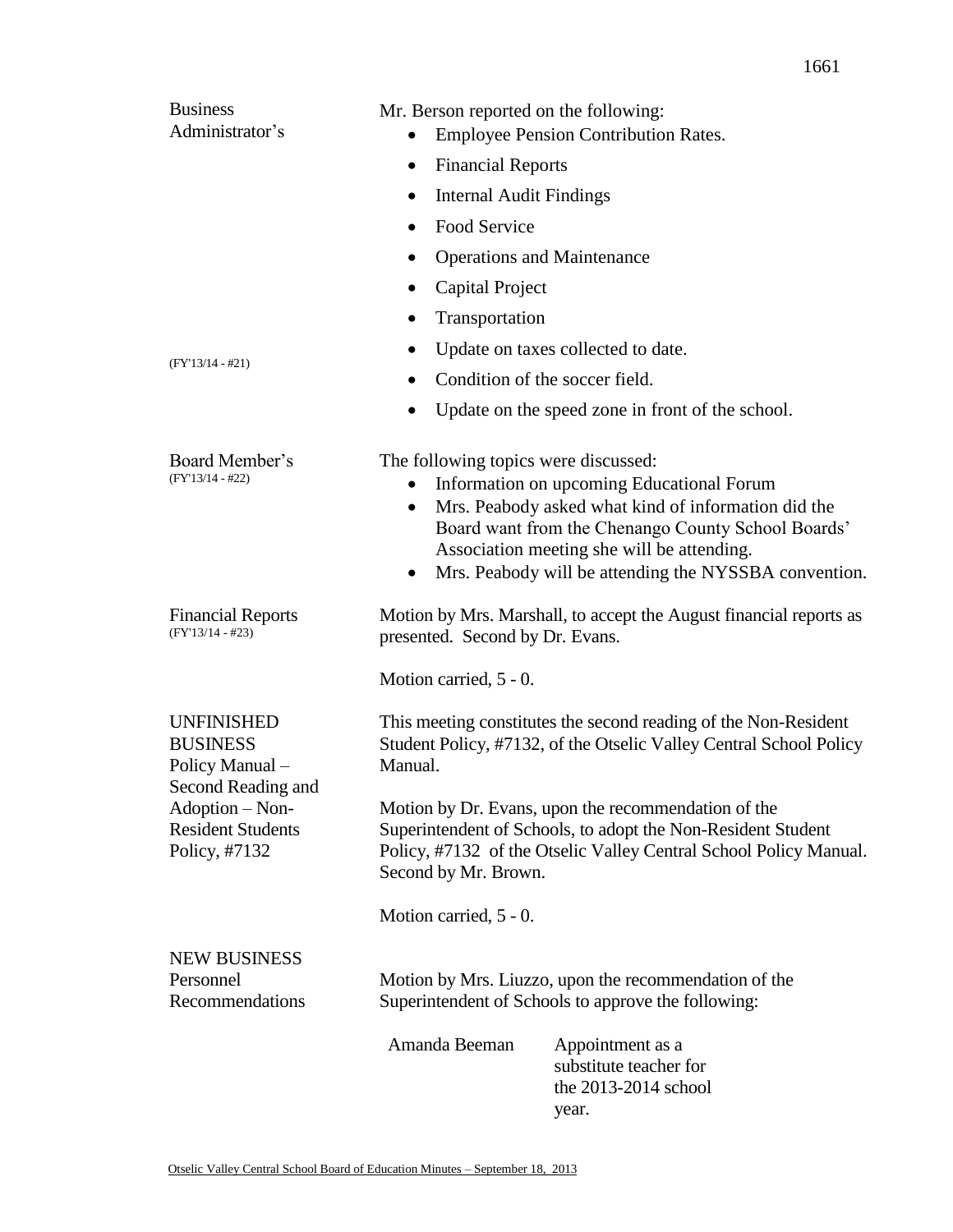**Business Administrator's** (FY'13/14 - #21)

Mr. Berson reported on the following:

- Employee Pension Contribution Rates.
- Financial Reports
- Internal Audit Findings
- Food Service
- Operations and Maintenance
- Capital Project
- Transportation
- Update on taxes collected to date.
- Condition of the soccer field.
- Update on the speed zone in front of the school.

**Board Member's** (FY'13/14 - #22)

The following topics were discussed:

- Information on upcoming Educational Forum
- Mrs. Peabody asked what kind of information did the Board want from the Chenango County School Boards' Association meeting she will be attending.
- Mrs. Peabody will be attending the NYSSBA convention.

**Financial Reports** (FY'13/14 - #23)

Motion by Mrs. Marshall, to accept the August financial reports as presented. Second by Dr. Evans.

Motion carried, 5 - 0.

**UNFINISHED BUSINESS**
**Policy Manual – Second Reading and Adoption – Non-Resident Students Policy, #7132**

This meeting constitutes the second reading of the Non-Resident Student Policy, #7132, of the Otselic Valley Central School Policy Manual.

Motion by Dr. Evans, upon the recommendation of the Superintendent of Schools, to adopt the Non-Resident Student Policy, #7132 of the Otselic Valley Central School Policy Manual. Second by Mr. Brown.

Motion carried, 5 - 0.

**NEW BUSINESS**
**Personnel Recommendations**

Motion by Mrs. Liuzzo, upon the recommendation of the Superintendent of Schools to approve the following:

| | |
|---|---|
| Amanda Beeman | Appointment as a substitute teacher for the 2013-2014 school year. |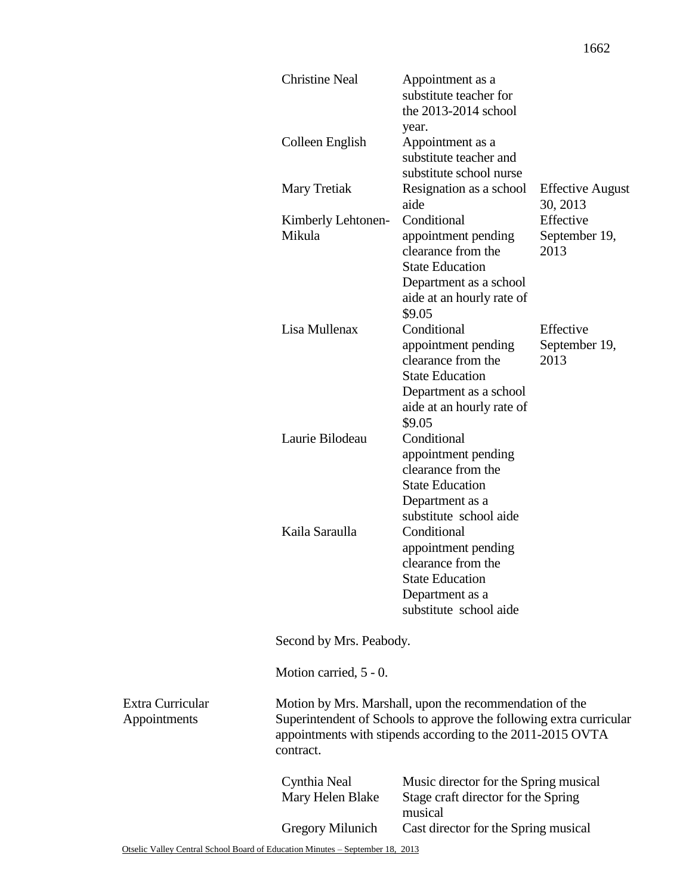| | | |
|---|---|---|
| Christine Neal | Appointment as a substitute teacher for the 2013-2014 school year. | |
| Colleen English | Appointment as a substitute teacher and substitute school nurse | |
| Mary Tretiak | Resignation as a school aide | Effective August 30, 2013 |
| Kimberly Lehtonen-Mikula | Conditional appointment pending clearance from the State Education Department as a school aide at an hourly rate of $9.05 | Effective September 19, 2013 |
| Lisa Mullenax | Conditional appointment pending clearance from the State Education Department as a school aide at an hourly rate of $9.05 | Effective September 19, 2013 |
| Laurie Bilodeau | Conditional appointment pending clearance from the State Education Department as a substitute school aide | |
| Kaila Saraulla | Conditional appointment pending clearance from the State Education Department as a substitute school aide | |

Second by Mrs. Peabody.

Motion carried, 5 - 0.

**Extra Curricular Appointments**

Motion by Mrs. Marshall, upon the recommendation of the Superintendent of Schools to approve the following extra curricular appointments with stipends according to the 2011-2015 OVTA contract.

| | |
|---|---|
| Cynthia Neal | Music director for the Spring musical |
| Mary Helen Blake | Stage craft director for the Spring musical |
| Gregory Milunich | Cast director for the Spring musical |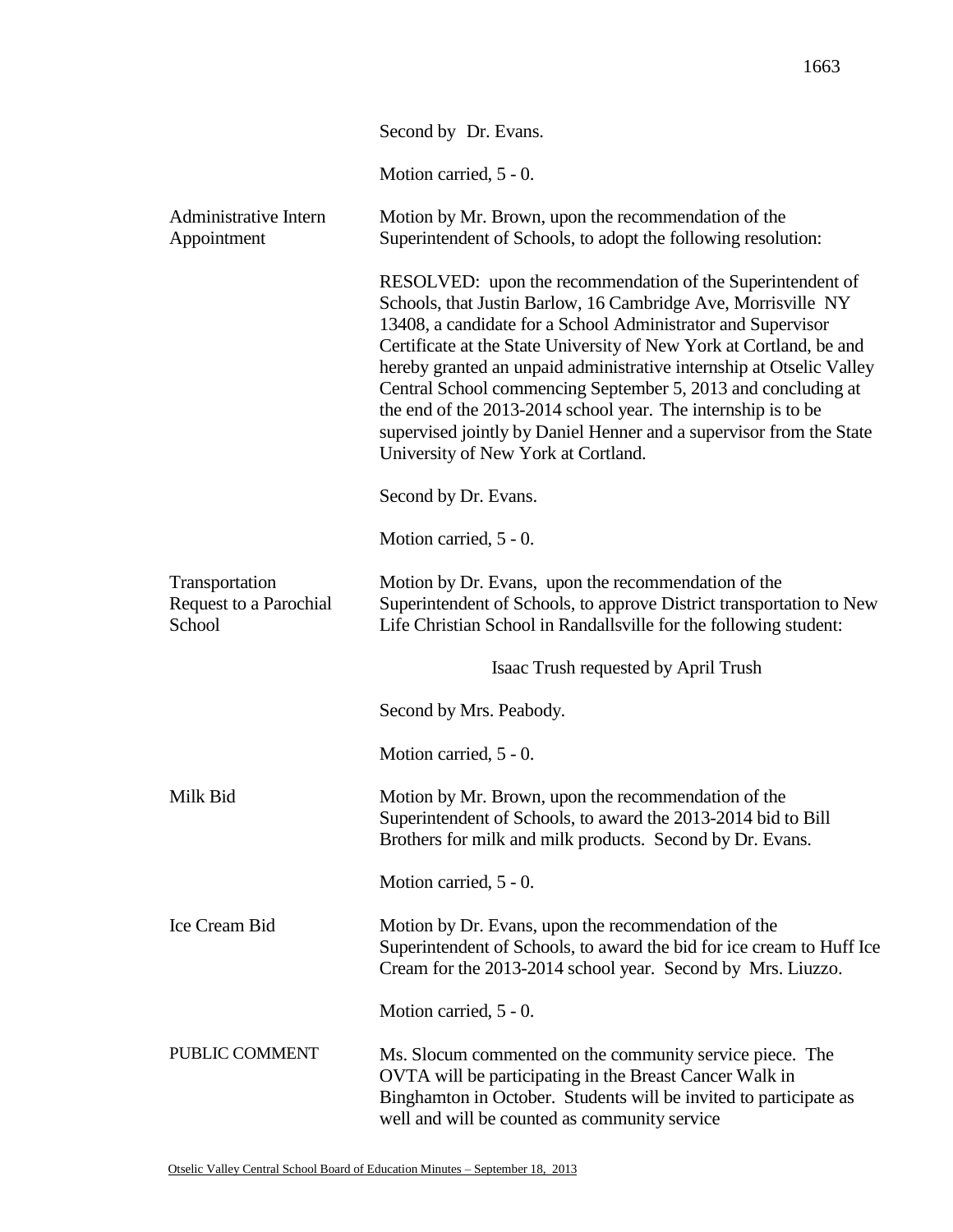Second by Dr. Evans.

Motion carried, 5 - 0.

**Administrative Intern Appointment**

Motion by Mr. Brown, upon the recommendation of the Superintendent of Schools, to adopt the following resolution:

RESOLVED: upon the recommendation of the Superintendent of Schools, that Justin Barlow, 16 Cambridge Ave, Morrisville NY 13408, a candidate for a School Administrator and Supervisor Certificate at the State University of New York at Cortland, be and hereby granted an unpaid administrative internship at Otselic Valley Central School commencing September 5, 2013 and concluding at the end of the 2013-2014 school year. The internship is to be supervised jointly by Daniel Henner and a supervisor from the State University of New York at Cortland.

Second by Dr. Evans.

Motion carried, 5 - 0.

**Transportation Request to a Parochial School**

Motion by Dr. Evans, upon the recommendation of the Superintendent of Schools, to approve District transportation to New Life Christian School in Randallsville for the following student:

Isaac Trush requested by April Trush

Second by Mrs. Peabody.

Motion carried, 5 - 0.

**Milk Bid**

Motion by Mr. Brown, upon the recommendation of the Superintendent of Schools, to award the 2013-2014 bid to Bill Brothers for milk and milk products. Second by Dr. Evans.

Motion carried, 5 - 0.

**Ice Cream Bid**

Motion by Dr. Evans, upon the recommendation of the Superintendent of Schools, to award the bid for ice cream to Huff Ice Cream for the 2013-2014 school year. Second by Mrs. Liuzzo.

Motion carried, 5 - 0.

**PUBLIC COMMENT**

Ms. Slocum commented on the community service piece. The OVTA will be participating in the Breast Cancer Walk in Binghamton in October. Students will be invited to participate as well and will be counted as community service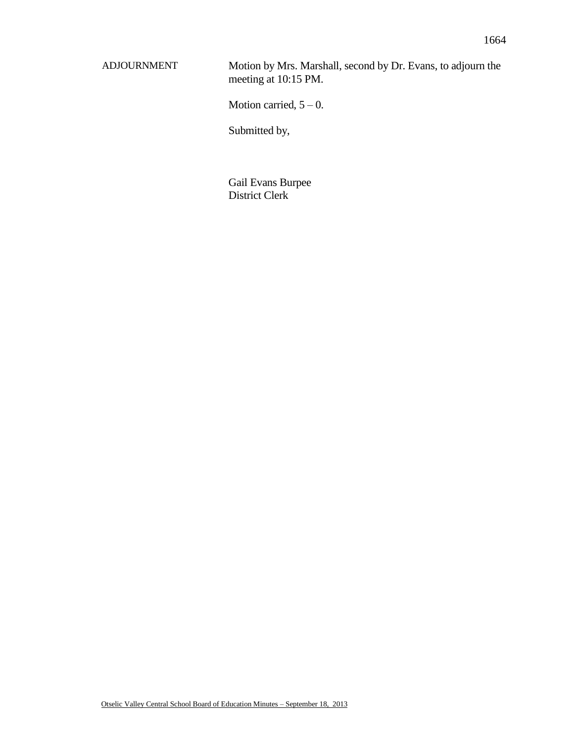ADJOURNMENT

Motion by Mrs. Marshall, second by Dr. Evans, to adjourn the meeting at 10:15 PM.

Motion carried, 5 – 0.

Submitted by,

Gail Evans Burpee
District Clerk